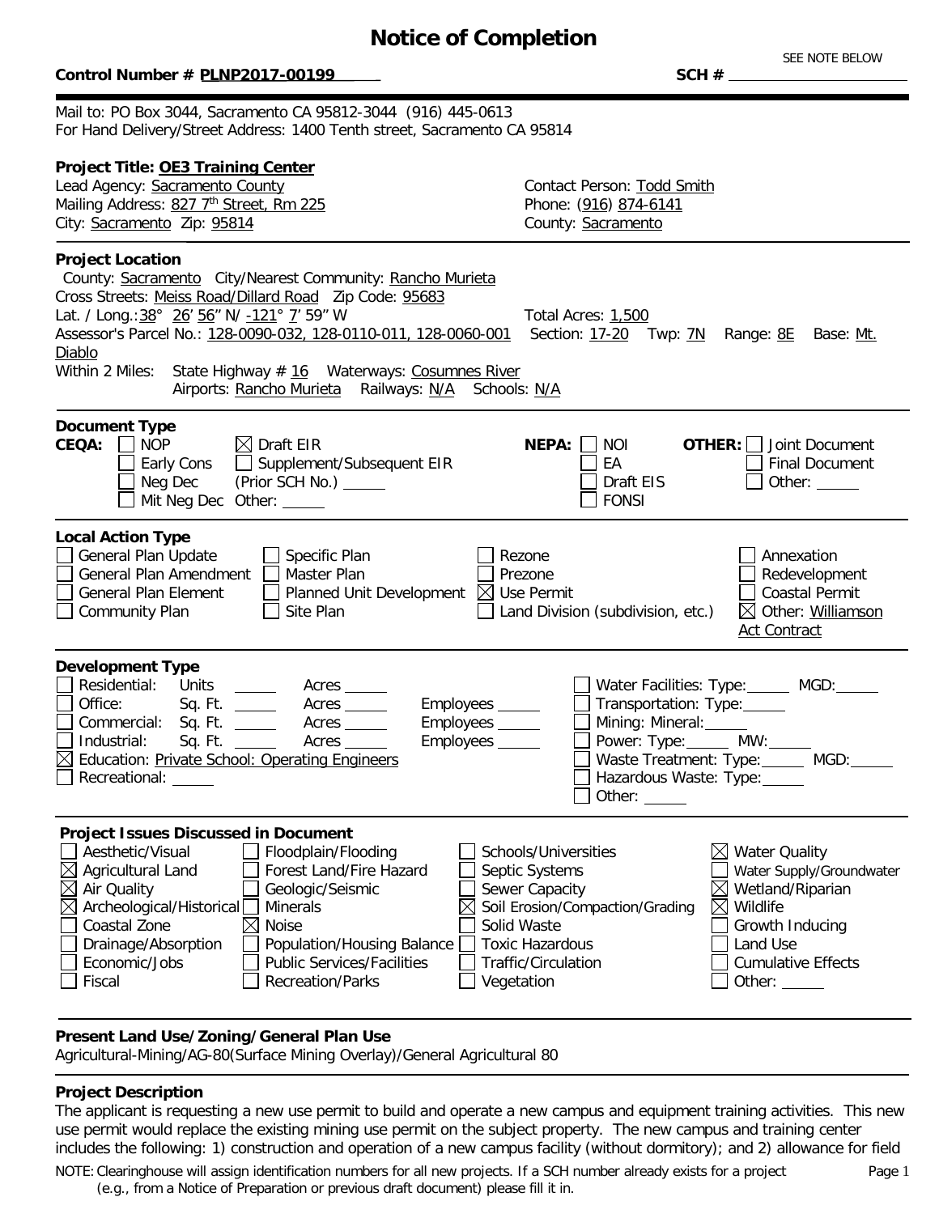# Notice of Completion

**Control Number # PLNP2017-00199** SEE NOTE BELOW **SCH #** ____________

Mail to: PO Box 3044, Sacramento CA 95812-3044 (916) 445-0613
For Hand Delivery/Street Address: 1400 Tenth street, Sacramento CA 95814

**Project Title: OE3 Training Center**

Lead Agency: Sacramento County
Mailing Address: 827 7th Street, Rm 225
City: Sacramento Zip: 95814

Contact Person: Todd Smith
Phone: (916) 874-6141
County: Sacramento

**Project Location**

County: Sacramento City/Nearest Community: Rancho Murieta
Cross Streets: Meiss Road/Dillard Road Zip Code: 95683
Lat. / Long.: 38° 26' 56" N/ -121° 7' 59" W Total Acres: 1,500
Assessor's Parcel No.: 128-0090-032, 128-0110-011, 128-0060-001 Section: 17-20 Twp: 7N Range: 8E Base: Mt. Diablo
Within 2 Miles: State Highway # 16 Waterways: Cosumnes River
Airports: Rancho Murieta Railways: N/A Schools: N/A

**Document Type**

**CEQA:**
- ☐ NOP
- ☐ Early Cons
- ☐ Neg Dec
- ☐ Mit Neg Dec
- ☒ Draft EIR
- ☐ Supplement/Subsequent EIR (Prior SCH No.) _____
- Other: _____

**NEPA:**
- ☐ NOI
- ☐ EA
- ☐ Draft EIS
- ☐ FONSI

**OTHER:**
- ☐ Joint Document
- ☐ Final Document
- ☐ Other: _____

**Local Action Type**

- ☐ General Plan Update
- ☐ General Plan Amendment
- ☐ General Plan Element
- ☐ Community Plan
- ☐ Specific Plan
- ☐ Master Plan
- ☐ Planned Unit Development
- ☐ Site Plan
- ☐ Rezone
- ☐ Prezone
- ☒ Use Permit
- ☐ Land Division (subdivision, etc.)
- ☐ Annexation
- ☐ Redevelopment
- ☐ Coastal Permit
- ☒ Other: Williamson Act Contract

**Development Type**

- ☐ Residential: Units _____ Acres _____
- ☐ Office: Sq. Ft. _____ Acres _____ Employees _____
- ☐ Commercial: Sq. Ft. _____ Acres _____ Employees _____
- ☐ Industrial: Sq. Ft. _____ Acres _____ Employees _____
- ☒ Education: Private School: Operating Engineers
- ☐ Recreational: _____
- ☐ Water Facilities: Type: _____ MGD: _____
- ☐ Transportation: Type: _____
- ☐ Mining: Mineral: _____
- ☐ Power: Type: _____ MW: _____
- ☐ Waste Treatment: Type: _____ MGD: _____
- ☐ Hazardous Waste: Type: _____
- ☐ Other: _____

**Project Issues Discussed in Document**

- ☐ Aesthetic/Visual
- ☒ Agricultural Land
- ☒ Air Quality
- ☒ Archeological/Historical
- ☐ Coastal Zone
- ☐ Drainage/Absorption
- ☐ Economic/Jobs
- ☐ Fiscal
- ☐ Floodplain/Flooding
- ☐ Forest Land/Fire Hazard
- ☐ Geologic/Seismic
- ☐ Minerals
- ☒ Noise
- ☐ Population/Housing Balance
- ☐ Public Services/Facilities
- ☐ Recreation/Parks
- ☐ Schools/Universities
- ☐ Septic Systems
- ☐ Sewer Capacity
- ☒ Soil Erosion/Compaction/Grading
- ☐ Solid Waste
- ☐ Toxic Hazardous
- ☐ Traffic/Circulation
- ☐ Vegetation
- ☒ Water Quality
- ☐ Water Supply/Groundwater
- ☒ Wetland/Riparian
- ☒ Wildlife
- ☐ Growth Inducing
- ☐ Land Use
- ☐ Cumulative Effects
- ☐ Other: _____

**Present Land Use/Zoning/General Plan Use**

Agricultural-Mining/AG-80(Surface Mining Overlay)/General Agricultural 80

**Project Description**

The applicant is requesting a new use permit to build and operate a new campus and equipment training activities. This new use permit would replace the existing mining use permit on the subject property. The new campus and training center includes the following: 1) construction and operation of a new campus facility (without dormitory); and 2) allowance for field

NOTE: Clearinghouse will assign identification numbers for all new projects. If a SCH number already exists for a project (e.g., from a Notice of Preparation or previous draft document) please fill it in.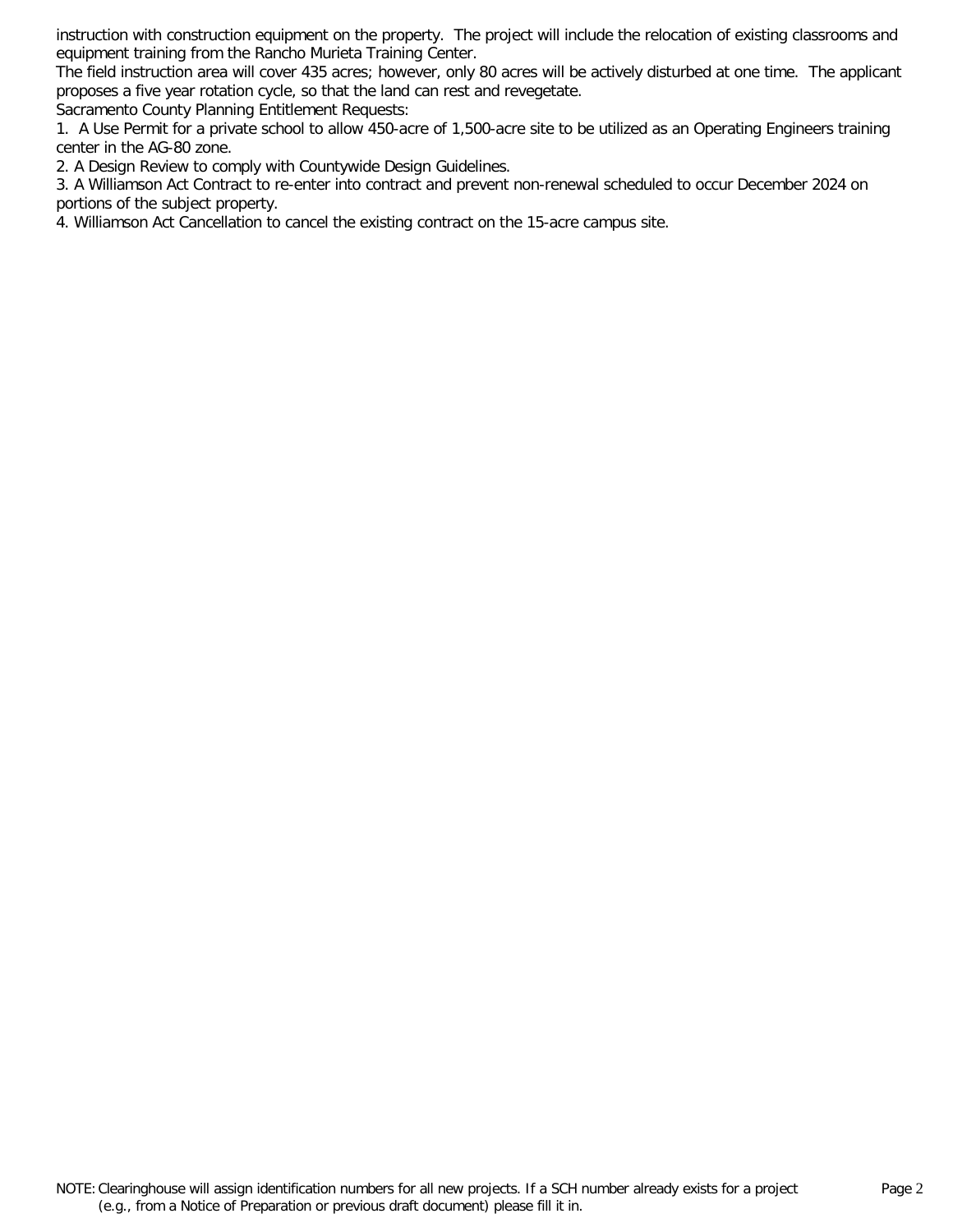instruction with construction equipment on the property. The project will include the relocation of existing classrooms and equipment training from the Rancho Murieta Training Center.

The field instruction area will cover 435 acres; however, only 80 acres will be actively disturbed at one time. The applicant proposes a five year rotation cycle, so that the land can rest and revegetate.

Sacramento County Planning Entitlement Requests:

1. A Use Permit for a private school to allow 450-acre of 1,500-acre site to be utilized as an Operating Engineers training center in the AG-80 zone.
2. A Design Review to comply with Countywide Design Guidelines.
3. A Williamson Act Contract to re-enter into contract and prevent non-renewal scheduled to occur December 2024 on portions of the subject property.
4. Williamson Act Cancellation to cancel the existing contract on the 15-acre campus site.

NOTE: Clearinghouse will assign identification numbers for all new projects. If a SCH number already exists for a project (e.g., from a Notice of Preparation or previous draft document) please fill it in.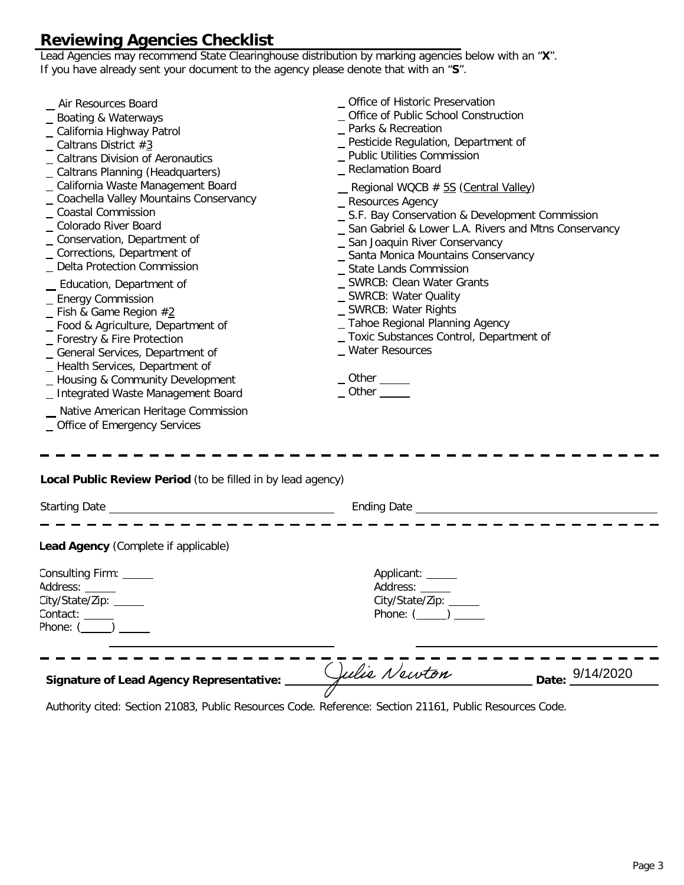## Reviewing Agencies Checklist

Lead Agencies may recommend State Clearinghouse distribution by marking agencies below with an "**X**".
If you have already sent your document to the agency please denote that with an "**S**".

- _ Air Resources Board
- _ Boating & Waterways
- _ California Highway Patrol
- _ Caltrans District #3
- _ Caltrans Division of Aeronautics
- _ Caltrans Planning (Headquarters)
- _ California Waste Management Board
- _ Coachella Valley Mountains Conservancy
- _ Coastal Commission
- _ Colorado River Board
- _ Conservation, Department of
- _ Corrections, Department of
- _ Delta Protection Commission
- _ Education, Department of
- _ Energy Commission
- _ Fish & Game Region #2
- _ Food & Agriculture, Department of
- _ Forestry & Fire Protection
- _ General Services, Department of
- _ Health Services, Department of
- _ Housing & Community Development
- _ Integrated Waste Management Board
- _ Native American Heritage Commission
- _ Office of Emergency Services
- _ Office of Historic Preservation
- _ Office of Public School Construction
- _ Parks & Recreation
- _ Pesticide Regulation, Department of
- _ Public Utilities Commission
- _ Reclamation Board
- _ Regional WQCB # 5S (Central Valley)
- _ Resources Agency
- _ S.F. Bay Conservation & Development Commission
- _ San Gabriel & Lower L.A. Rivers and Mtns Conservancy
- _ San Joaquin River Conservancy
- _ Santa Monica Mountains Conservancy
- _ State Lands Commission
- _ SWRCB: Clean Water Grants
- _ SWRCB: Water Quality
- _ SWRCB: Water Rights
- _ Tahoe Regional Planning Agency
- _ Toxic Substances Control, Department of
- _ Water Resources
- _ Other ____
- _ Other ____

---

**Local Public Review Period** (to be filled in by lead agency)

Starting Date ______________________ Ending Date ______________________

---

**Lead Agency** (Complete if applicable)

Consulting Firm: ____
Address: ____
City/State/Zip: ____
Contact: ____
Phone: (____) ____

Applicant: ____
Address: ____
City/State/Zip: ____
Phone: (____) ____

---

**Signature of Lead Agency Representative:** Julie Newton **Date:** 9/14/2020

Authority cited: Section 21083, Public Resources Code. Reference: Section 21161, Public Resources Code.